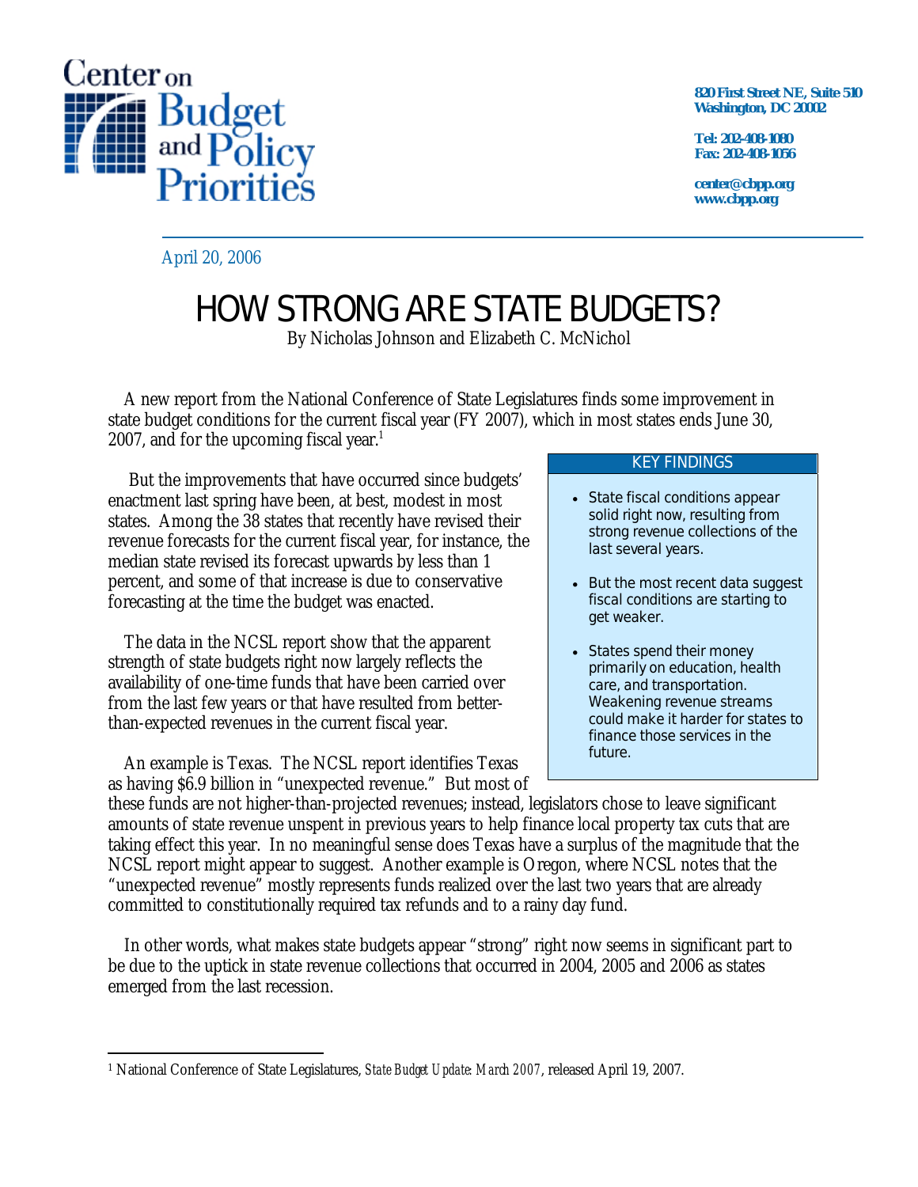Center on Budget and Policy Priorities

820 First Street NE, Suite 510
Washington, DC 20002

Tel: 202-408-1080
Fax: 202-408-1056

center@cbpp.org
www.cbpp.org

April 20, 2006

# HOW STRONG ARE STATE BUDGETS?

By Nicholas Johnson and Elizabeth C. McNichol

A new report from the National Conference of State Legislatures finds some improvement in state budget conditions for the current fiscal year (FY 2007), which in most states ends June 30, 2007, and for the upcoming fiscal year.[1]

> **KEY FINDINGS**
>
> - State fiscal conditions appear solid right now, resulting from strong revenue collections of the last several years.
> - But the most recent data suggest fiscal conditions are starting to get weaker.
> - States spend their money primarily on education, health care, and transportation. Weakening revenue streams could make it harder for states to finance those services in the future.

But the improvements that have occurred since budgets' enactment last spring have been, at best, modest in most states. Among the 38 states that recently have revised their revenue forecasts for the current fiscal year, for instance, the median state revised its forecast upwards by less than 1 percent, and some of that increase is due to conservative forecasting at the time the budget was enacted.

The data in the NCSL report show that the apparent strength of state budgets right now largely reflects the availability of one-time funds that have been carried over from the last few years or that have resulted from better-than-expected revenues in the current fiscal year.

An example is Texas. The NCSL report identifies Texas as having $6.9 billion in "unexpected revenue." But most of these funds are not higher-than-projected revenues; instead, legislators chose to leave significant amounts of state revenue unspent in previous years to help finance local property tax cuts that are taking effect this year. In no meaningful sense does Texas have a surplus of the magnitude that the NCSL report might appear to suggest. Another example is Oregon, where NCSL notes that the "unexpected revenue" mostly represents funds realized over the last two years that are already committed to constitutionally required tax refunds and to a rainy day fund.

In other words, what makes state budgets appear "strong" right now seems in significant part to be due to the uptick in state revenue collections that occurred in 2004, 2005 and 2006 as states emerged from the last recession.

---

[1] National Conference of State Legislatures, *State Budget Update: March 2007*, released April 19, 2007.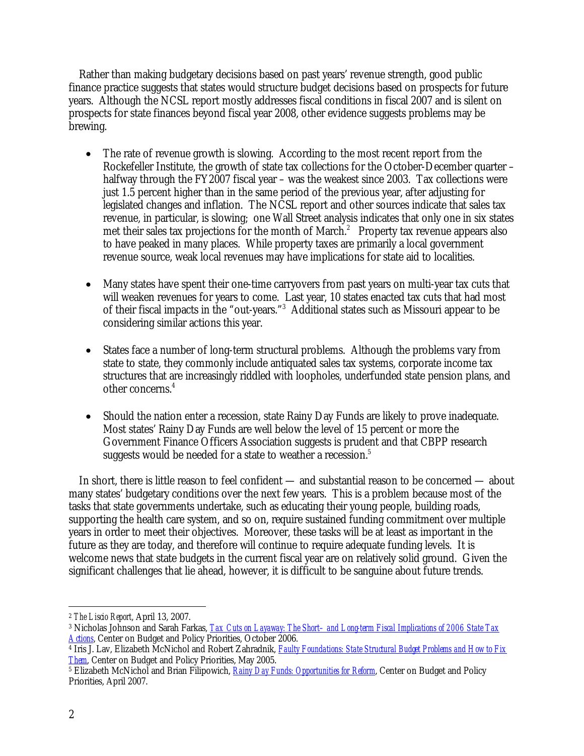Rather than making budgetary decisions based on past years' revenue strength, good public finance practice suggests that states would structure budget decisions based on prospects for future years. Although the NCSL report mostly addresses fiscal conditions in fiscal 2007 and is silent on prospects for state finances beyond fiscal year 2008, other evidence suggests problems may be brewing.

- The rate of revenue growth is slowing. According to the most recent report from the Rockefeller Institute, the growth of state tax collections for the October-December quarter – halfway through the FY2007 fiscal year – was the weakest since 2003. Tax collections were just 1.5 percent higher than in the same period of the previous year, after adjusting for legislated changes and inflation. The NCSL report and other sources indicate that sales tax revenue, in particular, is slowing; one Wall Street analysis indicates that only one in six states met their sales tax projections for the month of March.[2] Property tax revenue appears also to have peaked in many places. While property taxes are primarily a local government revenue source, weak local revenues may have implications for state aid to localities.

- Many states have spent their one-time carryovers from past years on multi-year tax cuts that will weaken revenues for years to come. Last year, 10 states enacted tax cuts that had most of their fiscal impacts in the "out-years."[3] Additional states such as Missouri appear to be considering similar actions this year.

- States face a number of long-term structural problems. Although the problems vary from state to state, they commonly include antiquated sales tax systems, corporate income tax structures that are increasingly riddled with loopholes, underfunded state pension plans, and other concerns.[4]

- Should the nation enter a recession, state Rainy Day Funds are likely to prove inadequate. Most states' Rainy Day Funds are well below the level of 15 percent or more the Government Finance Officers Association suggests is prudent and that CBPP research suggests would be needed for a state to weather a recession.[5]

In short, there is little reason to feel confident — and substantial reason to be concerned — about many states' budgetary conditions over the next few years. This is a problem because most of the tasks that state governments undertake, such as educating their young people, building roads, supporting the health care system, and so on, require sustained funding commitment over multiple years in order to meet their objectives. Moreover, these tasks will be at least as important in the future as they are today, and therefore will continue to require adequate funding levels. It is welcome news that state budgets in the current fiscal year are on relatively solid ground. Given the significant challenges that lie ahead, however, it is difficult to be sanguine about future trends.

---

[2] *The Liscio Report*, April 13, 2007.

[3] Nicholas Johnson and Sarah Farkas, *Tax Cuts on Layaway: The Short– and Long-term Fiscal Implications of 2006 State Tax Actions*, Center on Budget and Policy Priorities, October 2006.

[4] Iris J. Lav, Elizabeth McNichol and Robert Zahradnik, *Faulty Foundations: State Structural Budget Problems and How to Fix Them*, Center on Budget and Policy Priorities, May 2005.

[5] Elizabeth McNichol and Brian Filipowich, *Rainy Day Funds: Opportunities for Reform*, Center on Budget and Policy Priorities, April 2007.